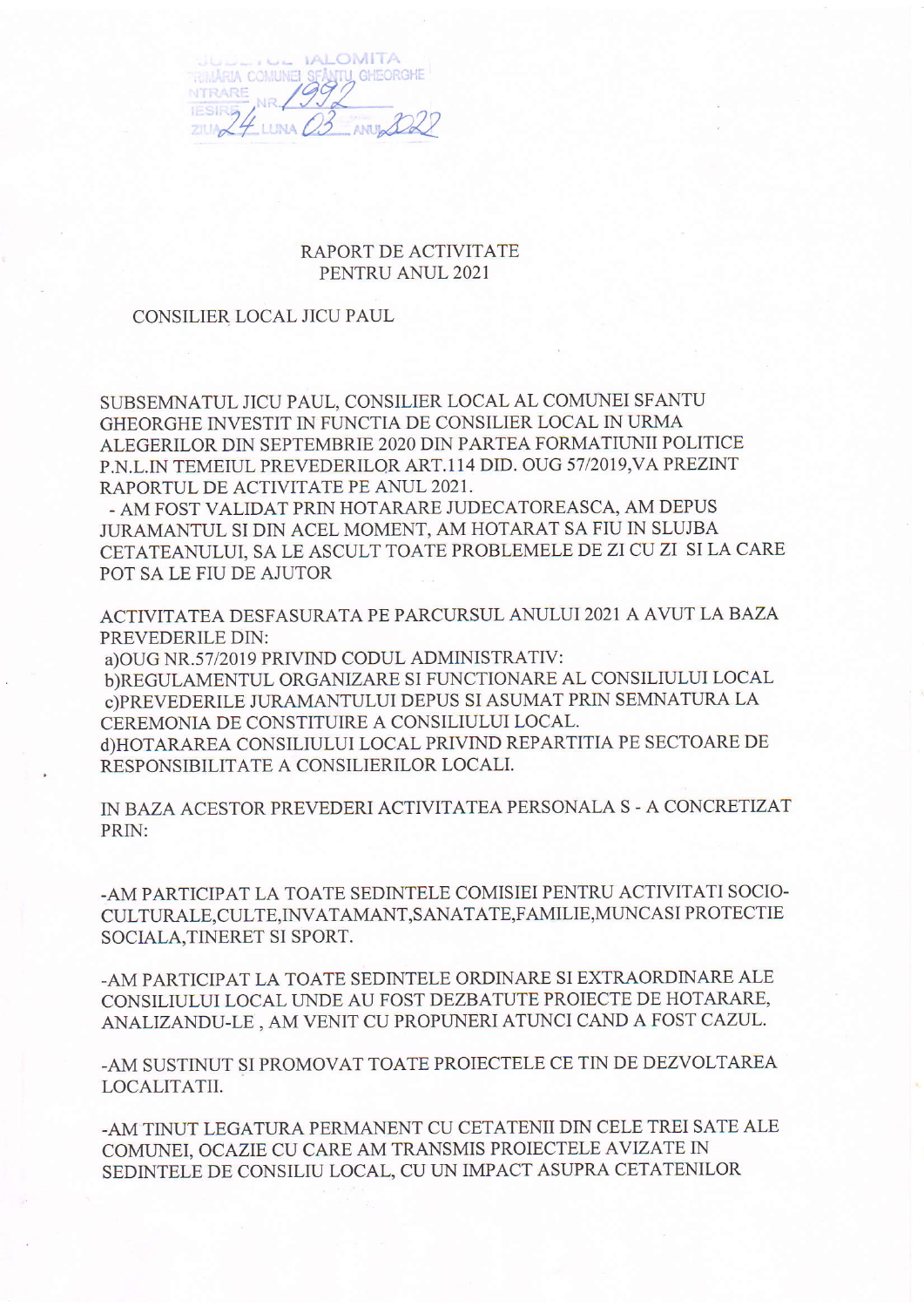JUDEȚUL IALOMIȚA
PRIMĂRIA COMUNEI SFÂNTU GHEORGHE
INTRARE
IEȘIRE NR. 1992
ZIUA 24 LUNA 03 ANUL 2022

# RAPORT DE ACTIVITATE
# PENTRU ANUL 2021

CONSILIER LOCAL JICU PAUL

SUBSEMNATUL JICU PAUL, CONSILIER LOCAL AL COMUNEI SFANTU GHEORGHE INVESTIT IN FUNCTIA DE CONSILIER LOCAL IN URMA ALEGERILOR DIN SEPTEMBRIE 2020 DIN PARTEA FORMATIUNII POLITICE P.N.L.IN TEMEIUL PREVEDERILOR ART.114 DID. OUG 57/2019,VA PREZINT RAPORTUL DE ACTIVITATE PE ANUL 2021.

- AM FOST VALIDAT PRIN HOTARARE JUDECATOREASCA, AM DEPUS JURAMANTUL SI DIN ACEL MOMENT, AM HOTARAT SA FIU IN SLUJBA CETATEANULUI, SA LE ASCULT TOATE PROBLEMELE DE ZI CU ZI SI LA CARE POT SA LE FIU DE AJUTOR

ACTIVITATEA DESFASURATA PE PARCURSUL ANULUI 2021 A AVUT LA BAZA PREVEDERILE DIN:

a)OUG NR.57/2019 PRIVIND CODUL ADMINISTRATIV:
b)REGULAMENTUL ORGANIZARE SI FUNCTIONARE AL CONSILIULUI LOCAL
c)PREVEDERILE JURAMANTULUI DEPUS SI ASUMAT PRIN SEMNATURA LA CEREMONIA DE CONSTITUIRE A CONSILIULUI LOCAL.
d)HOTARAREA CONSILIULUI LOCAL PRIVIND REPARTITIA PE SECTOARE DE RESPONSIBILITATE A CONSILIERILOR LOCALI.

IN BAZA ACESTOR PREVEDERI ACTIVITATEA PERSONALA S - A CONCRETIZAT PRIN:

-AM PARTICIPAT LA TOATE SEDINTELE COMISIEI PENTRU ACTIVITATI SOCIO-CULTURALE,CULTE,INVATAMANT,SANATATE,FAMILIE,MUNCASI PROTECTIE SOCIALA,TINERET SI SPORT.

-AM PARTICIPAT LA TOATE SEDINTELE ORDINARE SI EXTRAORDINARE ALE CONSILIULUI LOCAL UNDE AU FOST DEZBATUTE PROIECTE DE HOTARARE, ANALIZANDU-LE , AM VENIT CU PROPUNERI ATUNCI CAND A FOST CAZUL.

-AM SUSTINUT SI PROMOVAT TOATE PROIECTELE CE TIN DE DEZVOLTAREA LOCALITATII.

-AM TINUT LEGATURA PERMANENT CU CETATENII DIN CELE TREI SATE ALE COMUNEI, OCAZIE CU CARE AM TRANSMIS PROIECTELE AVIZATE IN SEDINTELE DE CONSILIU LOCAL, CU UN IMPACT ASUPRA CETATENILOR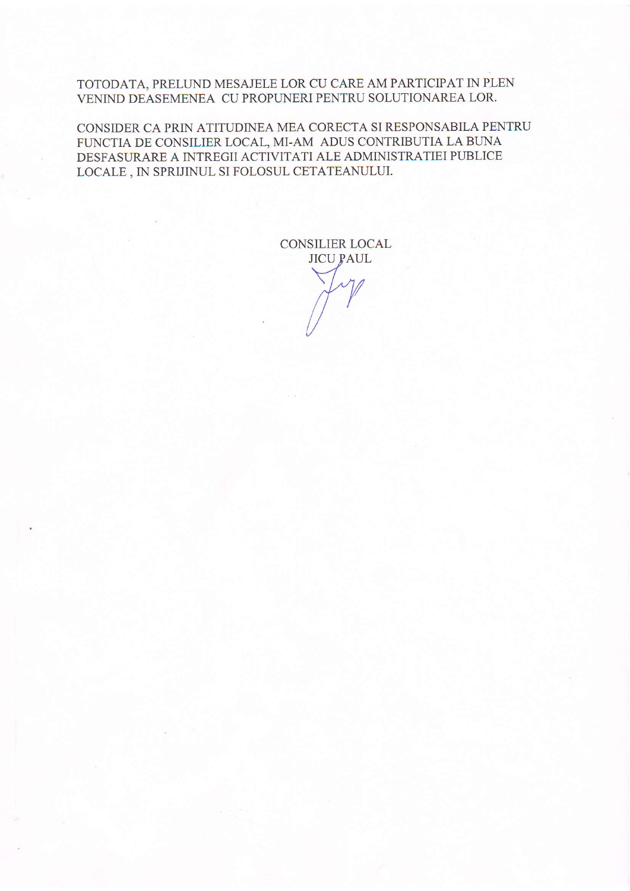TOTODATA, PRELUND MESAJELE LOR CU CARE AM PARTICIPAT IN PLEN VENIND DEASEMENEA CU PROPUNERI PENTRU SOLUTIONAREA LOR.

CONSIDER CA PRIN ATITUDINEA MEA CORECTA SI RESPONSABILA PENTRU FUNCTIA DE CONSILIER LOCAL, MI-AM ADUS CONTRIBUTIA LA BUNA DESFASURARE A INTREGII ACTIVITATI ALE ADMINISTRATIEI PUBLICE LOCALE , IN SPRIJINUL SI FOLOSUL CETATEANULUI.

CONSILIER LOCAL
JICU PAUL